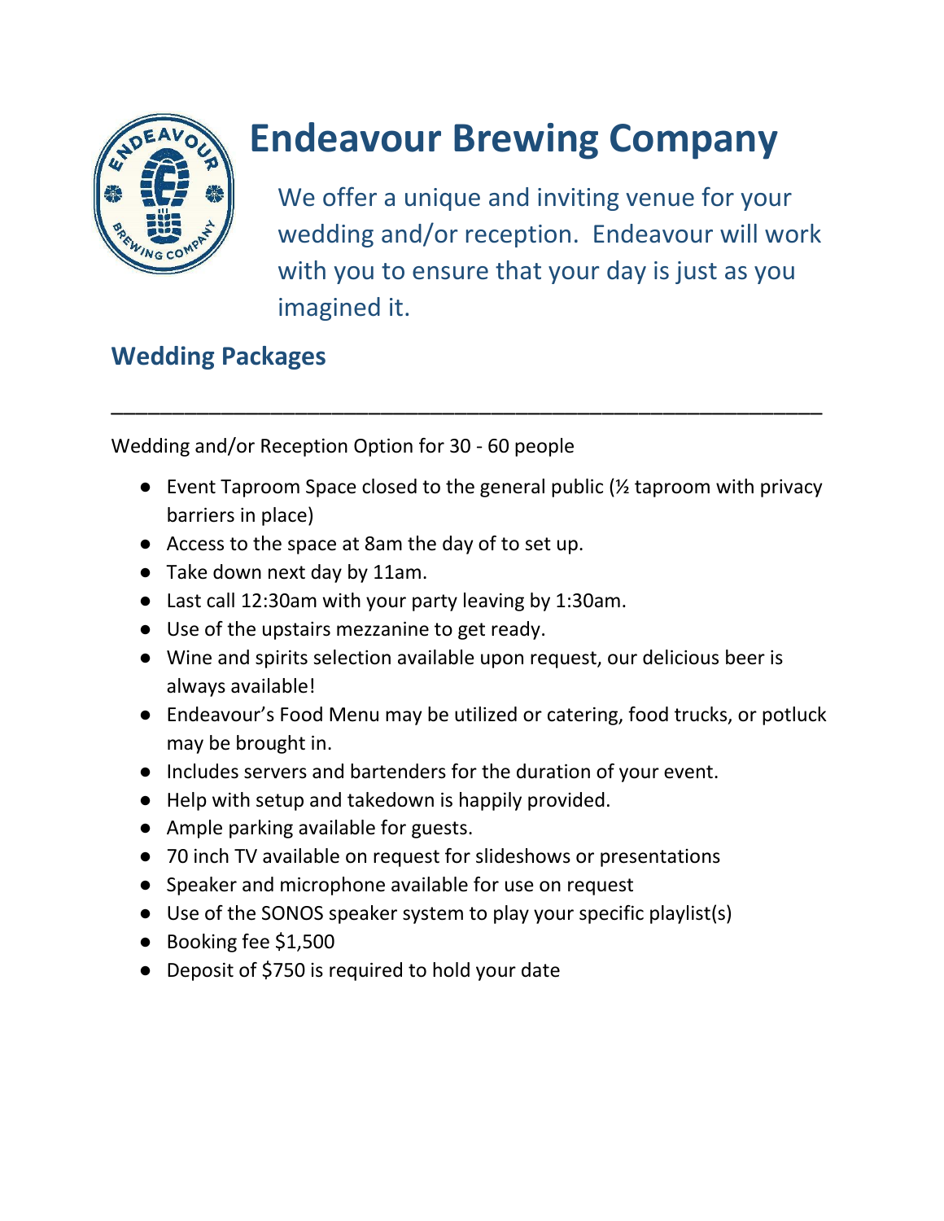# Endeavour Brewing Company

We offer a unique and inviting venue for your wedding and/or reception. Endeavour will work with you to ensure that your day is just as you imagined it.

## Wedding Packages

---

Wedding and/or Reception Option for 30 - 60 people

- Event Taproom Space closed to the general public (½ taproom with privacy barriers in place)
- Access to the space at 8am the day of to set up.
- Take down next day by 11am.
- Last call 12:30am with your party leaving by 1:30am.
- Use of the upstairs mezzanine to get ready.
- Wine and spirits selection available upon request, our delicious beer is always available!
- Endeavour's Food Menu may be utilized or catering, food trucks, or potluck may be brought in.
- Includes servers and bartenders for the duration of your event.
- Help with setup and takedown is happily provided.
- Ample parking available for guests.
- 70 inch TV available on request for slideshows or presentations
- Speaker and microphone available for use on request
- Use of the SONOS speaker system to play your specific playlist(s)
- Booking fee $1,500
- Deposit of $750 is required to hold your date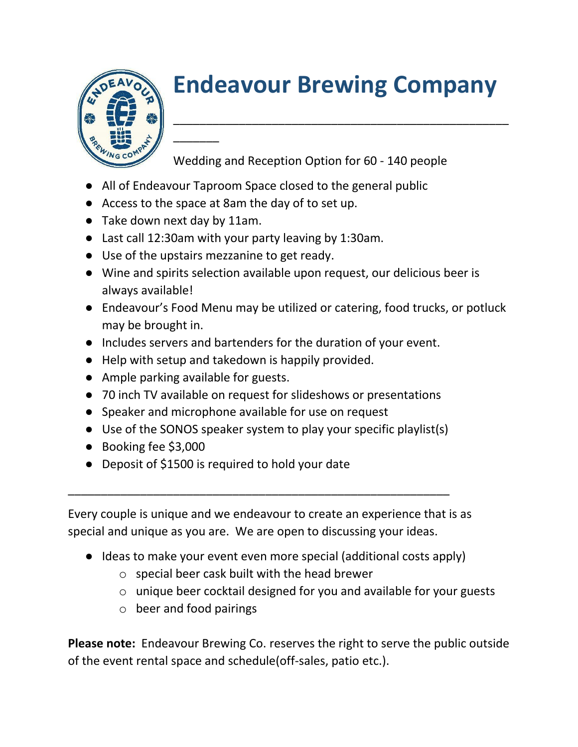# Endeavour Brewing Company

Wedding and Reception Option for 60 - 140 people

- All of Endeavour Taproom Space closed to the general public
- Access to the space at 8am the day of to set up.
- Take down next day by 11am.
- Last call 12:30am with your party leaving by 1:30am.
- Use of the upstairs mezzanine to get ready.
- Wine and spirits selection available upon request, our delicious beer is always available!
- Endeavour's Food Menu may be utilized or catering, food trucks, or potluck may be brought in.
- Includes servers and bartenders for the duration of your event.
- Help with setup and takedown is happily provided.
- Ample parking available for guests.
- 70 inch TV available on request for slideshows or presentations
- Speaker and microphone available for use on request
- Use of the SONOS speaker system to play your specific playlist(s)
- Booking fee $3,000
- Deposit of $1500 is required to hold your date

---

Every couple is unique and we endeavour to create an experience that is as special and unique as you are. We are open to discussing your ideas.

- Ideas to make your event even more special (additional costs apply)
  - special beer cask built with the head brewer
  - unique beer cocktail designed for you and available for your guests
  - beer and food pairings

**Please note:** Endeavour Brewing Co. reserves the right to serve the public outside of the event rental space and schedule(off-sales, patio etc.).